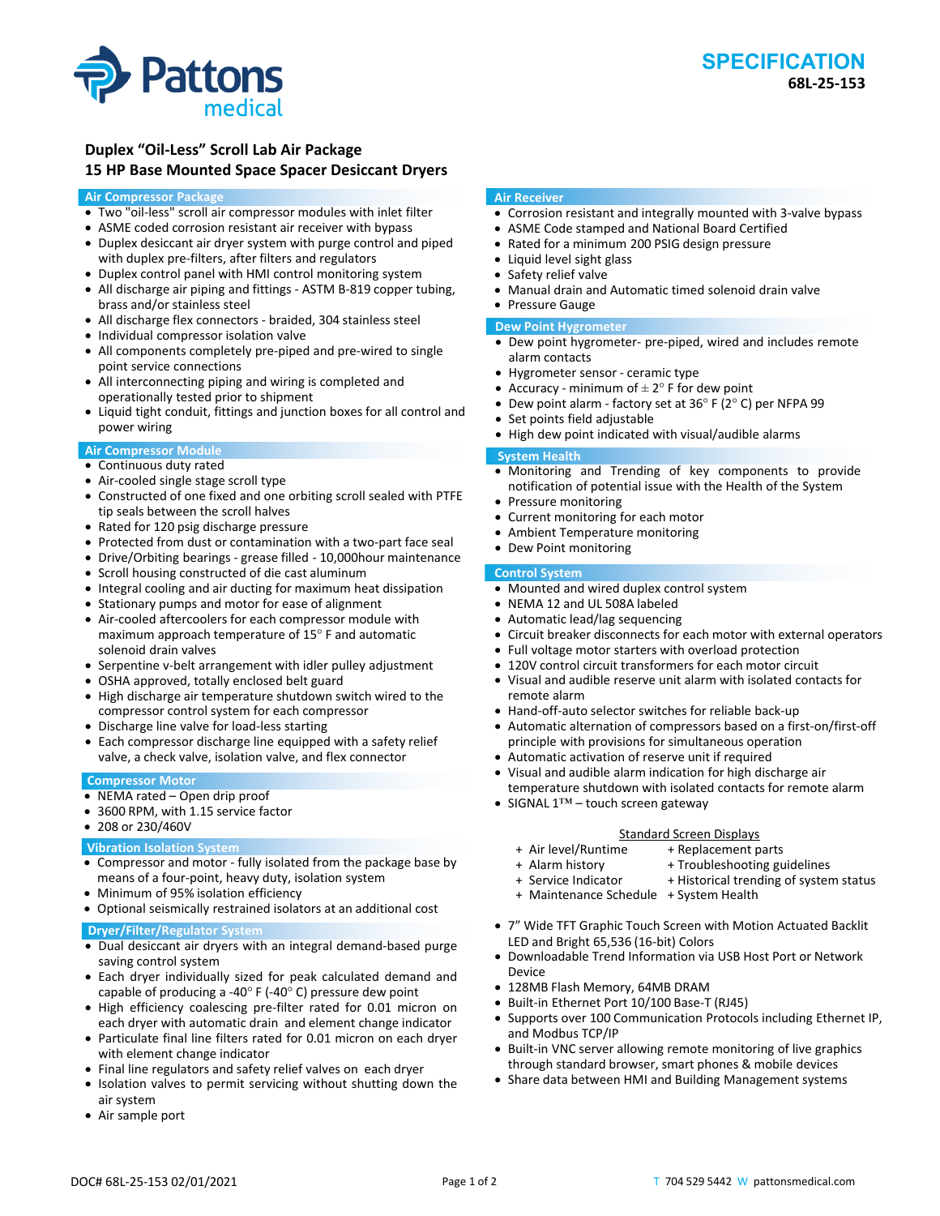# SPECIFICATION

**68L-25-153**

## Duplex "Oil-Less" Scroll Lab Air Package
## 15 HP Base Mounted Space Spacer Desiccant Dryers

### Air Compressor Package

- Two "oil-less" scroll air compressor modules with inlet filter
- ASME coded corrosion resistant air receiver with bypass
- Duplex desiccant air dryer system with purge control and piped with duplex pre-filters, after filters and regulators
- Duplex control panel with HMI control monitoring system
- All discharge air piping and fittings - ASTM B-819 copper tubing, brass and/or stainless steel
- All discharge flex connectors - braided, 304 stainless steel
- Individual compressor isolation valve
- All components completely pre-piped and pre-wired to single point service connections
- All interconnecting piping and wiring is completed and operationally tested prior to shipment
- Liquid tight conduit, fittings and junction boxes for all control and power wiring

### Air Compressor Module

- Continuous duty rated
- Air-cooled single stage scroll type
- Constructed of one fixed and one orbiting scroll sealed with PTFE tip seals between the scroll halves
- Rated for 120 psig discharge pressure
- Protected from dust or contamination with a two-part face seal
- Drive/Orbiting bearings - grease filled - 10,000hour maintenance
- Scroll housing constructed of die cast aluminum
- Integral cooling and air ducting for maximum heat dissipation
- Stationary pumps and motor for ease of alignment
- Air-cooled aftercoolers for each compressor module with maximum approach temperature of 15° F and automatic solenoid drain valves
- Serpentine v-belt arrangement with idler pulley adjustment
- OSHA approved, totally enclosed belt guard
- High discharge air temperature shutdown switch wired to the compressor control system for each compressor
- Discharge line valve for load-less starting
- Each compressor discharge line equipped with a safety relief valve, a check valve, isolation valve, and flex connector

### Compressor Motor

- NEMA rated – Open drip proof
- 3600 RPM, with 1.15 service factor
- 208 or 230/460V

### Vibration Isolation System

- Compressor and motor - fully isolated from the package base by means of a four-point, heavy duty, isolation system
- Minimum of 95% isolation efficiency
- Optional seismically restrained isolators at an additional cost

### Dryer/Filter/Regulator System

- Dual desiccant air dryers with an integral demand-based purge saving control system
- Each dryer individually sized for peak calculated demand and capable of producing a -40° F (-40° C) pressure dew point
- High efficiency coalescing pre-filter rated for 0.01 micron on each dryer with automatic drain and element change indicator
- Particulate final line filters rated for 0.01 micron on each dryer with element change indicator
- Final line regulators and safety relief valves on each dryer
- Isolation valves to permit servicing without shutting down the air system
- Air sample port

### Air Receiver

- Corrosion resistant and integrally mounted with 3-valve bypass
- ASME Code stamped and National Board Certified
- Rated for a minimum 200 PSIG design pressure
- Liquid level sight glass
- Safety relief valve
- Manual drain and Automatic timed solenoid drain valve
- Pressure Gauge

### Dew Point Hygrometer

- Dew point hygrometer- pre-piped, wired and includes remote alarm contacts
- Hygrometer sensor - ceramic type
- Accuracy - minimum of ± 2° F for dew point
- Dew point alarm - factory set at 36° F (2° C) per NFPA 99
- Set points field adjustable
- High dew point indicated with visual/audible alarms

### System Health

- Monitoring and Trending of key components to provide notification of potential issue with the Health of the System
- Pressure monitoring
- Current monitoring for each motor
- Ambient Temperature monitoring
- Dew Point monitoring

### Control System

- Mounted and wired duplex control system
- NEMA 12 and UL 508A labeled
- Automatic lead/lag sequencing
- Circuit breaker disconnects for each motor with external operators
- Full voltage motor starters with overload protection
- 120V control circuit transformers for each motor circuit
- Visual and audible reserve unit alarm with isolated contacts for remote alarm
- Hand-off-auto selector switches for reliable back-up
- Automatic alternation of compressors based on a first-on/first-off principle with provisions for simultaneous operation
- Automatic activation of reserve unit if required
- Visual and audible alarm indication for high discharge air temperature shutdown with isolated contacts for remote alarm
- SIGNAL 1™ – touch screen gateway

Standard Screen Displays

- + Air level/Runtime
- + Alarm history
- + Service Indicator
- + Maintenance Schedule
- + Replacement parts
- + Troubleshooting guidelines
- + Historical trending of system status
- + System Health

- 7" Wide TFT Graphic Touch Screen with Motion Actuated Backlit LED and Bright 65,536 (16-bit) Colors
- Downloadable Trend Information via USB Host Port or Network Device
- 128MB Flash Memory, 64MB DRAM
- Built-in Ethernet Port 10/100 Base-T (RJ45)
- Supports over 100 Communication Protocols including Ethernet IP, and Modbus TCP/IP
- Built-in VNC server allowing remote monitoring of live graphics through standard browser, smart phones & mobile devices
- Share data between HMI and Building Management systems

DOC# 68L-25-153 02/01/2021 — T 704 529 5442 W pattonsmedical.com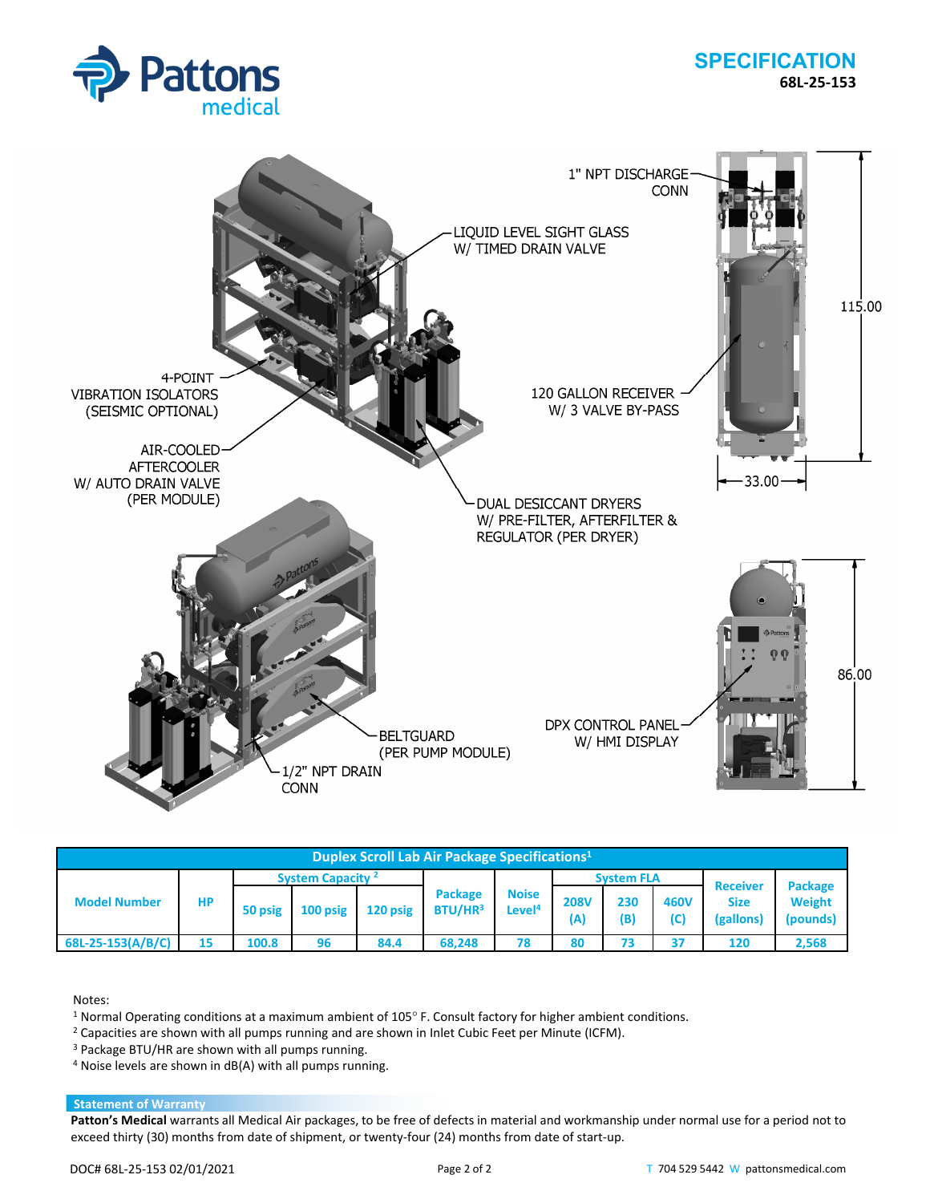# SPECIFICATION

**68L-25-153**

1" NPT DISCHARGE CONN

LIQUID LEVEL SIGHT GLASS W/ TIMED DRAIN VALVE

115.00

4-POINT VIBRATION ISOLATORS (SEISMIC OPTIONAL)

120 GALLON RECEIVER W/ 3 VALVE BY-PASS

AIR-COOLED AFTERCOOLER W/ AUTO DRAIN VALVE (PER MODULE)

33.00

DUAL DESICCANT DRYERS W/ PRE-FILTER, AFTERFILTER & REGULATOR (PER DRYER)

86.00

DPX CONTROL PANEL W/ HMI DISPLAY

BELTGUARD (PER PUMP MODULE)

1/2" NPT DRAIN CONN

| Duplex Scroll Lab Air Package Specifications[1] | | | | | | | | | | | |
|---|---|---|---|---|---|---|---|---|---|---|---|
| Model Number | HP | System Capacity [2] | | | Package BTU/HR[3] | Noise Level[4] | System FLA | | | Receiver Size (gallons) | Package Weight (pounds) |
| | | 50 psig | 100 psig | 120 psig | | | 208V (A) | 230 (B) | 460V (C) | | |
| 68L-25-153(A/B/C) | 15 | 100.8 | 96 | 84.4 | 68,248 | 78 | 80 | 73 | 37 | 120 | 2,568 |

Notes:

[1] Normal Operating conditions at a maximum ambient of 105° F. Consult factory for higher ambient conditions.

[2] Capacities are shown with all pumps running and are shown in Inlet Cubic Feet per Minute (ICFM).

[3] Package BTU/HR are shown with all pumps running.

[4] Noise levels are shown in dB(A) with all pumps running.

## Statement of Warranty

**Patton's Medical** warrants all Medical Air packages, to be free of defects in material and workmanship under normal use for a period not to exceed thirty (30) months from date of shipment, or twenty-four (24) months from date of start-up.

DOC# 68L-25-153 02/01/2021

T 704 529 5442 W pattonsmedical.com